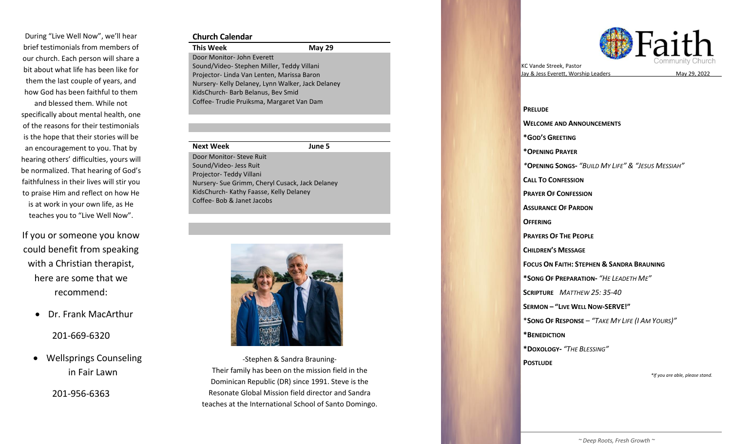During "Live Well Now", we'll hear brief testimonials from members of our church. Each person will share a bit about what life has been like for them the last couple of years, and how God has been faithful to them and blessed them. While not specifically about mental health, one of the reasons for their testimonials is the hope that their stories will be an encouragement to you. That by hearing others' difficulties, yours will be normalized. That hearing of God's faithfulness in their lives will stir you to praise Him and reflect on how He is at work in your own life, as He teaches you to "Live Well Now".

If you or someone you know could benefit from speaking with a Christian therapist, here are some that we recommend:

- Dr. Frank MacArthur

  201-669-6320

- Wellsprings Counseling in Fair Lawn

  201-956-6363

## Church Calendar

| This Week | May 29 |
|---|---|
| Door Monitor- John Everett | |
| Sound/Video- Stephen Miller, Teddy Villani | |
| Projector- Linda Van Lenten, Marissa Baron | |
| Nursery- Kelly Delaney, Lynn Walker, Jack Delaney | |
| KidsChurch- Barb Belanus, Bev Smid | |
| Coffee- Trudie Pruiksma, Margaret Van Dam | |

| Next Week | June 5 |
|---|---|
| Door Monitor- Steve Ruit | |
| Sound/Video- Jess Ruit | |
| Projector- Teddy Villani | |
| Nursery- Sue Grimm, Cheryl Cusack, Jack Delaney | |
| KidsChurch- Kathy Faasse, Kelly Delaney | |
| Coffee- Bob & Janet Jacobs | |

-Stephen & Sandra Brauning-
Their family has been on the mission field in the Dominican Republic (DR) since 1991. Steve is the Resonate Global Mission field director and Sandra teaches at the International School of Santo Domingo.

# Faith Community Church

KC Vande Streek, Pastor
Jay & Jess Everett, Worship Leaders

May 29, 2022

**PRELUDE**

**WELCOME AND ANNOUNCEMENTS**

**\*GOD'S GREETING**

**\*OPENING PRAYER**

**\*OPENING SONGS-** *"BUILD MY LIFE" & "JESUS MESSIAH"*

**CALL TO CONFESSION**

**PRAYER OF CONFESSION**

**ASSURANCE OF PARDON**

**OFFERING**

**PRAYERS OF THE PEOPLE**

**CHILDREN'S MESSAGE**

**FOCUS ON FAITH: STEPHEN & SANDRA BRAUNING**

**\*SONG OF PREPARATION-** *"HE LEADETH ME"*

**SCRIPTURE** *MATTHEW 25: 35-40*

**SERMON – "LIVE WELL NOW-SERVE!"**

**\*SONG OF RESPONSE** – *"TAKE MY LIFE (I AM YOURS)"*

**\*BENEDICTION**

**\*DOXOLOGY-** *"THE BLESSING"*

**POSTLUDE**

*\*If you are able, please stand.*

*~ Deep Roots, Fresh Growth ~*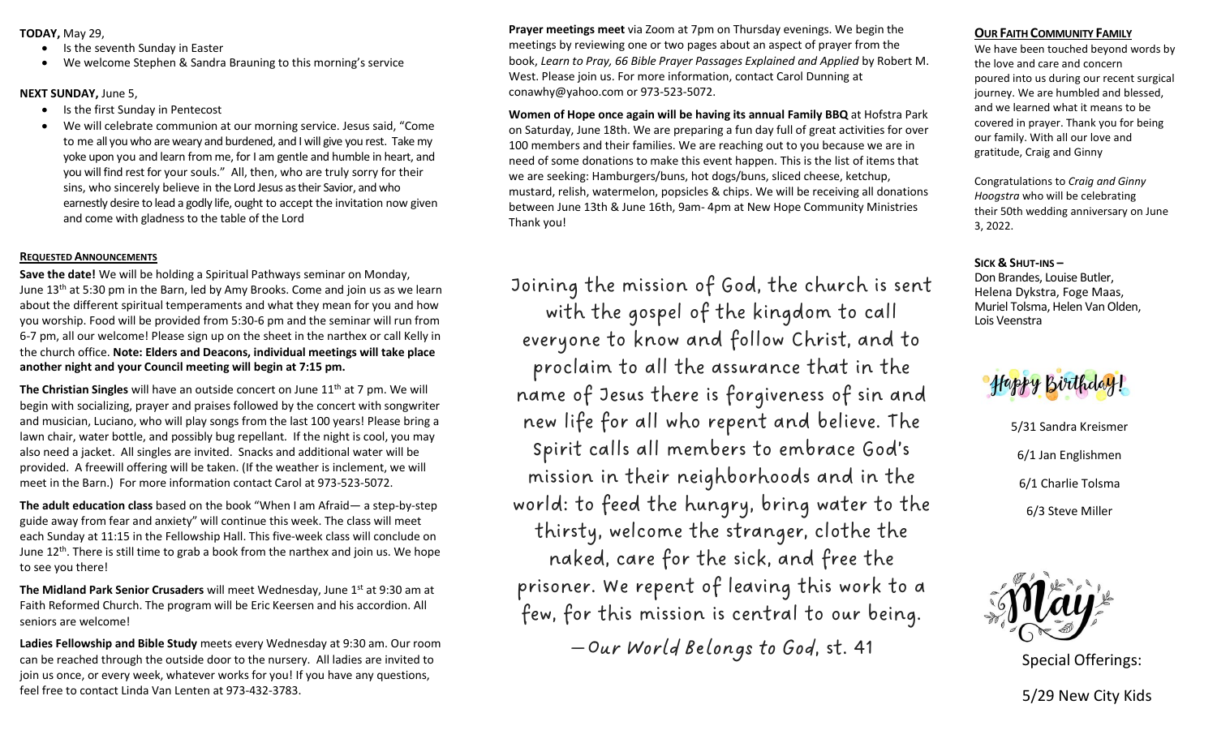**TODAY,** May 29,

- Is the seventh Sunday in Easter
- We welcome Stephen & Sandra Brauning to this morning's service

**NEXT SUNDAY,** June 5,

- Is the first Sunday in Pentecost
- We will celebrate communion at our morning service. Jesus said, "Come to me all you who are weary and burdened, and I will give you rest. Take my yoke upon you and learn from me, for I am gentle and humble in heart, and you will find rest for your souls." All, then, who are truly sorry for their sins, who sincerely believe in the Lord Jesus as their Savior, and who earnestly desire to lead a godly life, ought to accept the invitation now given and come with gladness to the table of the Lord

## REQUESTED ANNOUNCEMENTS

**Save the date!** We will be holding a Spiritual Pathways seminar on Monday, June 13th at 5:30 pm in the Barn, led by Amy Brooks. Come and join us as we learn about the different spiritual temperaments and what they mean for you and how you worship. Food will be provided from 5:30-6 pm and the seminar will run from 6-7 pm, all our welcome! Please sign up on the sheet in the narthex or call Kelly in the church office. **Note: Elders and Deacons, individual meetings will take place another night and your Council meeting will begin at 7:15 pm.**

**The Christian Singles** will have an outside concert on June 11th at 7 pm. We will begin with socializing, prayer and praises followed by the concert with songwriter and musician, Luciano, who will play songs from the last 100 years! Please bring a lawn chair, water bottle, and possibly bug repellant. If the night is cool, you may also need a jacket. All singles are invited. Snacks and additional water will be provided. A freewill offering will be taken. (If the weather is inclement, we will meet in the Barn.) For more information contact Carol at 973-523-5072.

**The adult education class** based on the book "When I am Afraid— a step-by-step guide away from fear and anxiety" will continue this week. The class will meet each Sunday at 11:15 in the Fellowship Hall. This five-week class will conclude on June 12th. There is still time to grab a book from the narthex and join us. We hope to see you there!

**The Midland Park Senior Crusaders** will meet Wednesday, June 1st at 9:30 am at Faith Reformed Church. The program will be Eric Keersen and his accordion. All seniors are welcome!

**Ladies Fellowship and Bible Study** meets every Wednesday at 9:30 am. Our room can be reached through the outside door to the nursery. All ladies are invited to join us once, or every week, whatever works for you! If you have any questions, feel free to contact Linda Van Lenten at 973-432-3783.

**Prayer meetings meet** via Zoom at 7pm on Thursday evenings. We begin the meetings by reviewing one or two pages about an aspect of prayer from the book, *Learn to Pray, 66 Bible Prayer Passages Explained and Applied* by Robert M. West. Please join us. For more information, contact Carol Dunning at conawhy@yahoo.com or 973-523-5072.

**Women of Hope once again will be having its annual Family BBQ** at Hofstra Park on Saturday, June 18th. We are preparing a fun day full of great activities for over 100 members and their families. We are reaching out to you because we are in need of some donations to make this event happen. This is the list of items that we are seeking: Hamburgers/buns, hot dogs/buns, sliced cheese, ketchup, mustard, relish, watermelon, popsicles & chips. We will be receiving all donations between June 13th & June 16th, 9am- 4pm at New Hope Community Ministries Thank you!

Joining the mission of God, the church is sent with the gospel of the kingdom to call everyone to know and follow Christ, and to proclaim to all the assurance that in the name of Jesus there is forgiveness of sin and new life for all who repent and believe. The Spirit calls all members to embrace God's mission in their neighborhoods and in the world: to feed the hungry, bring water to the thirsty, welcome the stranger, clothe the naked, care for the sick, and free the prisoner. We repent of leaving this work to a few, for this mission is central to our being.

—*Our World Belongs to God*, st. 41

## OUR FAITH COMMUNITY FAMILY

We have been touched beyond words by the love and care and concern poured into us during our recent surgical journey. We are humbled and blessed, and we learned what it means to be covered in prayer. Thank you for being our family. With all our love and gratitude, Craig and Ginny

Congratulations to *Craig and Ginny Hoogstra* who will be celebrating their 50th wedding anniversary on June 3, 2022.

**SICK & SHUT-INS –**
Don Brandes, Louise Butler, Helena Dykstra, Foge Maas, Muriel Tolsma, Helen Van Olden, Lois Veenstra

Happy Birthday!

5/31 Sandra Kreismer

6/1 Jan Englishmen

6/1 Charlie Tolsma

6/3 Steve Miller

May

Special Offerings:

5/29 New City Kids